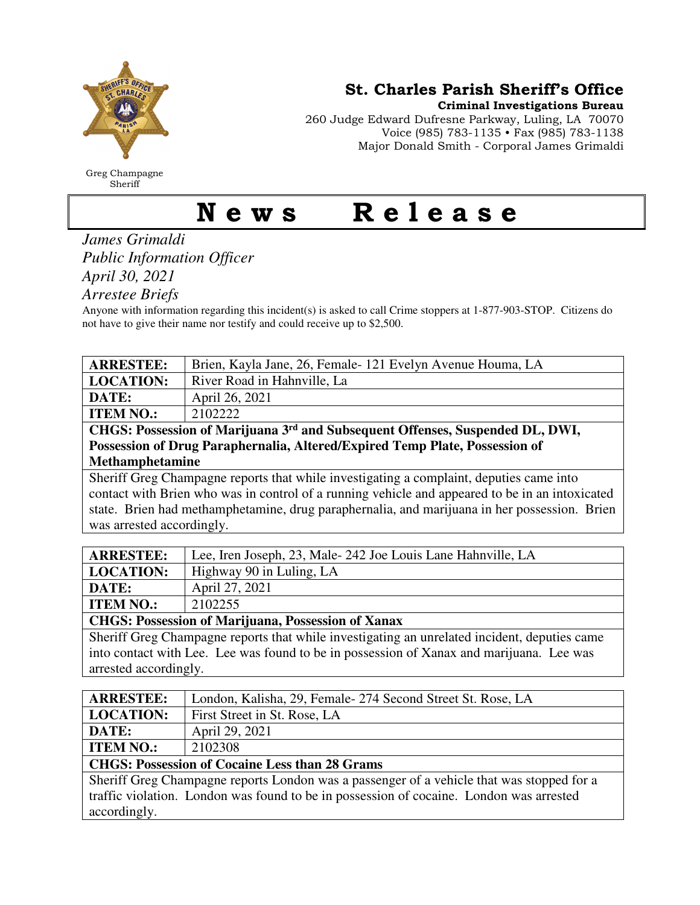Greg Champagne
Sheriff

# St. Charles Parish Sheriff's Office

**Criminal Investigations Bureau**
260 Judge Edward Dufresne Parkway, Luling, LA 70070
Voice (985) 783-1135 • Fax (985) 783-1138
Major Donald Smith - Corporal James Grimaldi

# News Release

*James Grimaldi*
*Public Information Officer*
*April 30, 2021*
*Arrestee Briefs*

Anyone with information regarding this incident(s) is asked to call Crime stoppers at 1-877-903-STOP. Citizens do not have to give their name nor testify and could receive up to $2,500.

| **ARRESTEE:** | Brien, Kayla Jane, 26, Female- 121 Evelyn Avenue Houma, LA |
|---|---|
| **LOCATION:** | River Road in Hahnville, La |
| **DATE:** | April 26, 2021 |
| **ITEM NO.:** | 2102222 |

**CHGS: Possession of Marijuana 3rd and Subsequent Offenses, Suspended DL, DWI, Possession of Drug Paraphernalia, Altered/Expired Temp Plate, Possession of Methamphetamine**

Sheriff Greg Champagne reports that while investigating a complaint, deputies came into contact with Brien who was in control of a running vehicle and appeared to be in an intoxicated state. Brien had methamphetamine, drug paraphernalia, and marijuana in her possession. Brien was arrested accordingly.

| **ARRESTEE:** | Lee, Iren Joseph, 23, Male- 242 Joe Louis Lane Hahnville, LA |
|---|---|
| **LOCATION:** | Highway 90 in Luling, LA |
| **DATE:** | April 27, 2021 |
| **ITEM NO.:** | 2102255 |

**CHGS: Possession of Marijuana, Possession of Xanax**

Sheriff Greg Champagne reports that while investigating an unrelated incident, deputies came into contact with Lee. Lee was found to be in possession of Xanax and marijuana. Lee was arrested accordingly.

| **ARRESTEE:** | London, Kalisha, 29, Female- 274 Second Street St. Rose, LA |
|---|---|
| **LOCATION:** | First Street in St. Rose, LA |
| **DATE:** | April 29, 2021 |
| **ITEM NO.:** | 2102308 |

**CHGS: Possession of Cocaine Less than 28 Grams**

Sheriff Greg Champagne reports London was a passenger of a vehicle that was stopped for a traffic violation. London was found to be in possession of cocaine. London was arrested accordingly.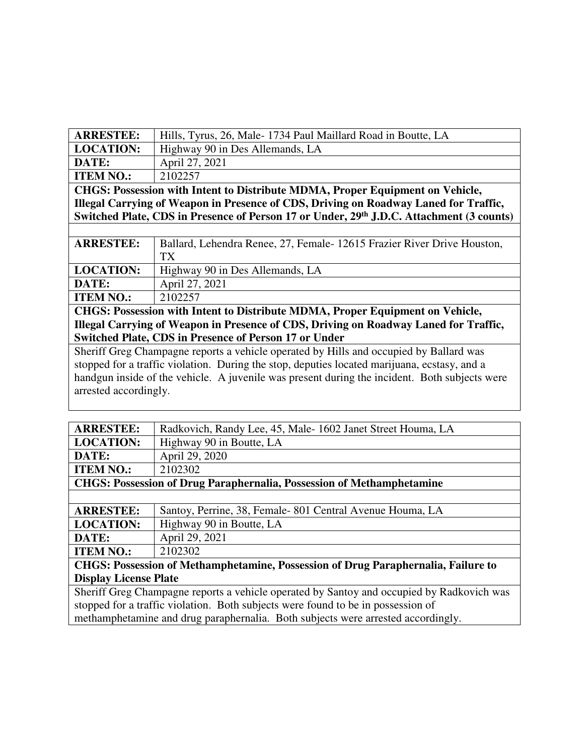| ARRESTEE: | Hills, Tyrus, 26, Male- 1734 Paul Maillard Road in Boutte, LA |
|---|---|
| LOCATION: | Highway 90 in Des Allemands, LA |
| DATE: | April 27, 2021 |
| ITEM NO.: | 2102257 |

**CHGS: Possession with Intent to Distribute MDMA, Proper Equipment on Vehicle, Illegal Carrying of Weapon in Presence of CDS, Driving on Roadway Laned for Traffic, Switched Plate, CDS in Presence of Person 17 or Under, 29th J.D.C. Attachment (3 counts)**

| ARRESTEE: | Ballard, Lehendra Renee, 27, Female- 12615 Frazier River Drive Houston, TX |
|---|---|
| LOCATION: | Highway 90 in Des Allemands, LA |
| DATE: | April 27, 2021 |
| ITEM NO.: | 2102257 |

**CHGS: Possession with Intent to Distribute MDMA, Proper Equipment on Vehicle, Illegal Carrying of Weapon in Presence of CDS, Driving on Roadway Laned for Traffic, Switched Plate, CDS in Presence of Person 17 or Under**

Sheriff Greg Champagne reports a vehicle operated by Hills and occupied by Ballard was stopped for a traffic violation. During the stop, deputies located marijuana, ecstasy, and a handgun inside of the vehicle. A juvenile was present during the incident. Both subjects were arrested accordingly.

| ARRESTEE: | Radkovich, Randy Lee, 45, Male- 1602 Janet Street Houma, LA |
|---|---|
| LOCATION: | Highway 90 in Boutte, LA |
| DATE: | April 29, 2020 |
| ITEM NO.: | 2102302 |

**CHGS: Possession of Drug Paraphernalia, Possession of Methamphetamine**

| ARRESTEE: | Santoy, Perrine, 38, Female- 801 Central Avenue Houma, LA |
|---|---|
| LOCATION: | Highway 90 in Boutte, LA |
| DATE: | April 29, 2021 |
| ITEM NO.: | 2102302 |

**CHGS: Possession of Methamphetamine, Possession of Drug Paraphernalia, Failure to Display License Plate**

Sheriff Greg Champagne reports a vehicle operated by Santoy and occupied by Radkovich was stopped for a traffic violation. Both subjects were found to be in possession of methamphetamine and drug paraphernalia. Both subjects were arrested accordingly.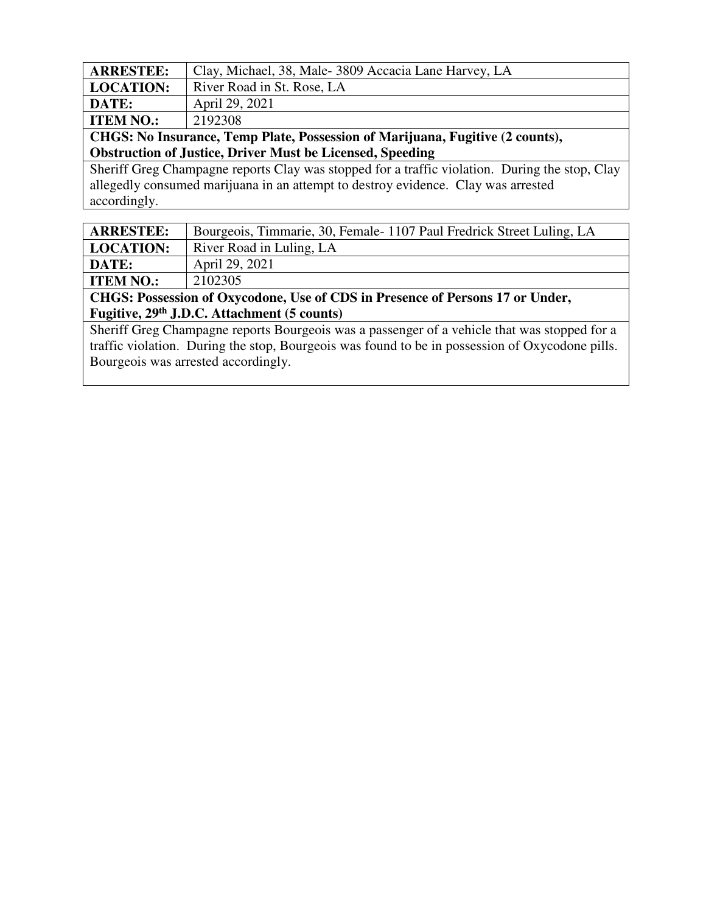| | |
|---|---|
| **ARRESTEE:** | Clay, Michael, 38, Male- 3809 Accacia Lane Harvey, LA |
| **LOCATION:** | River Road in St. Rose, LA |
| **DATE:** | April 29, 2021 |
| **ITEM NO.:** | 2192308 |

**CHGS: No Insurance, Temp Plate, Possession of Marijuana, Fugitive (2 counts), Obstruction of Justice, Driver Must be Licensed, Speeding**

Sheriff Greg Champagne reports Clay was stopped for a traffic violation. During the stop, Clay allegedly consumed marijuana in an attempt to destroy evidence. Clay was arrested accordingly.

| | |
|---|---|
| **ARRESTEE:** | Bourgeois, Timmarie, 30, Female- 1107 Paul Fredrick Street Luling, LA |
| **LOCATION:** | River Road in Luling, LA |
| **DATE:** | April 29, 2021 |
| **ITEM NO.:** | 2102305 |

**CHGS: Possession of Oxycodone, Use of CDS in Presence of Persons 17 or Under, Fugitive, 29th J.D.C. Attachment (5 counts)**

Sheriff Greg Champagne reports Bourgeois was a passenger of a vehicle that was stopped for a traffic violation. During the stop, Bourgeois was found to be in possession of Oxycodone pills. Bourgeois was arrested accordingly.